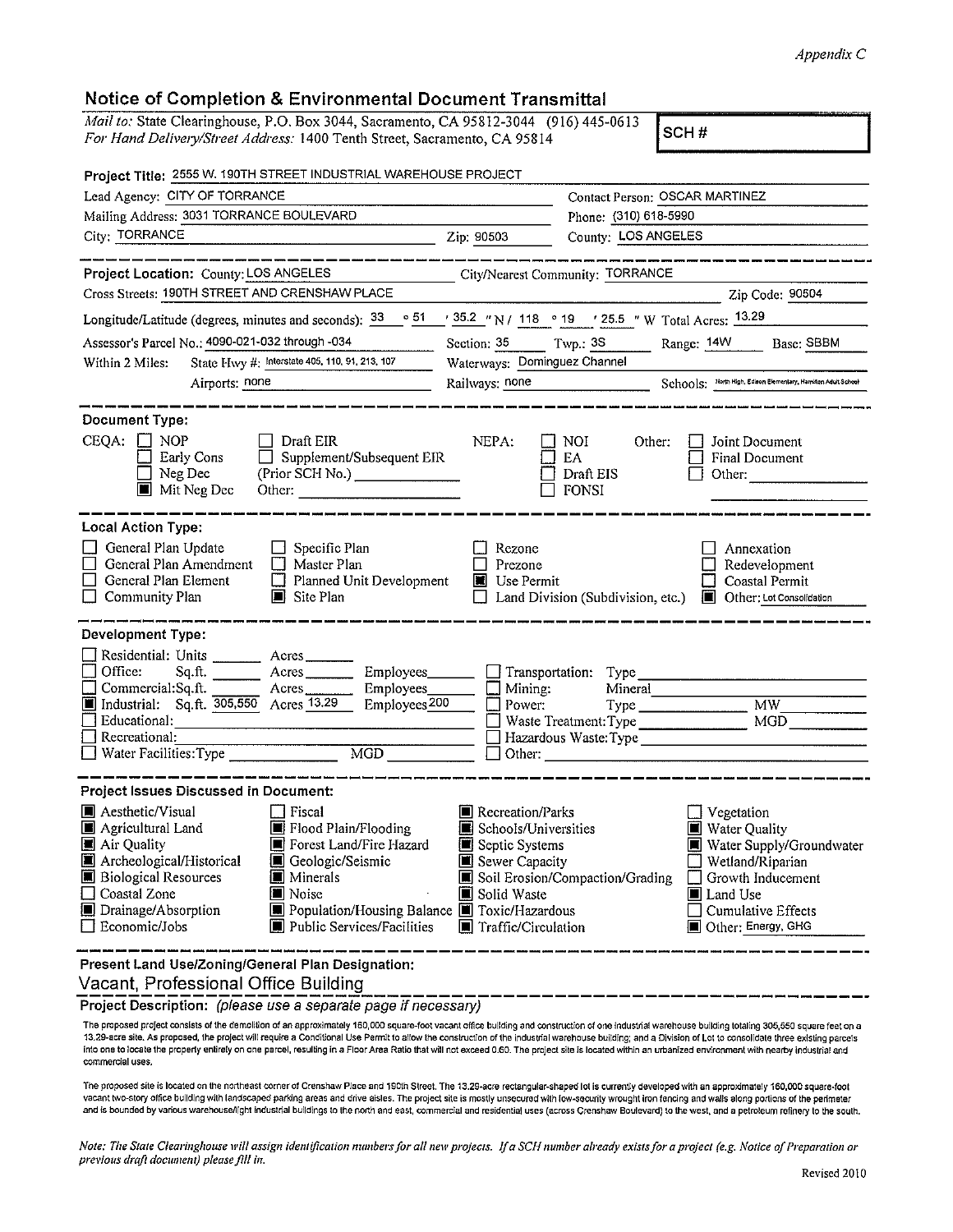*Appendix C*

## Notice of Completion & Environmental Document Transmittal

*Mail to:* State Clearinghouse, P.O. Box 3044, Sacramento, CA 95812-3044 (916) 445-0613
*For Hand Delivery/Street Address:* 1400 Tenth Street, Sacramento, CA 95814

**SCH #**

**Project Title:** 2555 W. 190TH STREET INDUSTRIAL WAREHOUSE PROJECT

Lead Agency: CITY OF TORRANCE — Contact Person: OSCAR MARTINEZ
Mailing Address: 3031 TORRANCE BOULEVARD — Phone: (310) 618-5990
City: TORRANCE — Zip: 90503 — County: LOS ANGELES

---

**Project Location:** County: LOS ANGELES — City/Nearest Community: TORRANCE
Cross Streets: 190TH STREET AND CRENSHAW PLACE — Zip Code: 90504
Longitude/Latitude (degrees, minutes and seconds): 33 ° 51 ′ 35.2 ″ N / 118 ° 19 ′ 25.5 ″ W Total Acres: 13.29
Assessor's Parcel No.: 4090-021-032 through -034 — Section: 35 — Twp.: 3S — Range: 14W — Base: SBBM
Within 2 Miles: State Hwy #: Interstate 405, 110, 91, 213, 107 — Waterways: Dominguez Channel
Airports: none — Railways: none — Schools: North High, Edison Elementary, Hamilton Adult School

---

**Document Type:**

CEQA: ☐ NOP ☐ Early Cons ☐ Neg Dec ■ Mit Neg Dec ☐ Draft EIR ☐ Supplement/Subsequent EIR (Prior SCH No.) ______ Other: ______

NEPA: ☐ NOI ☐ EA ☐ Draft EIS ☐ FONSI

Other: ☐ Joint Document ☐ Final Document ☐ Other: ______

---

**Local Action Type:**

☐ General Plan Update ☐ General Plan Amendment ☐ General Plan Element ☐ Community Plan
☐ Specific Plan ☐ Master Plan ☐ Planned Unit Development ■ Site Plan
☐ Rezone ☐ Prezone ■ Use Permit ☐ Land Division (Subdivision, etc.)
☐ Annexation ☐ Redevelopment ☐ Coastal Permit ■ Other: Lot Consolidation

---

**Development Type:**

☐ Residential: Units ______ Acres ______
☐ Office: Sq.ft. ______ Acres ______ Employees ______
☐ Commercial: Sq.ft. ______ Acres ______ Employees ______
■ Industrial: Sq.ft. 305,550 Acres 13.29 Employees 200
☐ Educational: ______
☐ Recreational: ______
☐ Water Facilities: Type ______ MGD ______
☐ Transportation: Type ______
☐ Mining: Mineral ______
☐ Power: Type ______ MW ______
☐ Waste Treatment: Type ______ MGD ______
☐ Hazardous Waste: Type ______
☐ Other: ______

---

**Project Issues Discussed in Document:**

■ Aesthetic/Visual
■ Agricultural Land
■ Air Quality
■ Archeological/Historical
■ Biological Resources
☐ Coastal Zone
■ Drainage/Absorption
☐ Economic/Jobs
☐ Fiscal
■ Flood Plain/Flooding
■ Forest Land/Fire Hazard
■ Geologic/Seismic
■ Minerals
■ Noise
■ Population/Housing Balance
■ Public Services/Facilities
■ Recreation/Parks
■ Schools/Universities
■ Septic Systems
■ Sewer Capacity
■ Soil Erosion/Compaction/Grading
■ Solid Waste
■ Toxic/Hazardous
■ Traffic/Circulation
☐ Vegetation
■ Water Quality
■ Water Supply/Groundwater
☐ Wetland/Riparian
☐ Growth Inducement
■ Land Use
☐ Cumulative Effects
■ Other: Energy, GHG

---

**Present Land Use/Zoning/General Plan Designation:**
Vacant, Professional Office Building

**Project Description:** *(please use a separate page if necessary)*

The proposed project consists of the demolition of an approximately 160,000 square-foot vacant office building and construction of one industrial warehouse building totaling 305,550 square feet on a 13.29-acre site. As proposed, the project will require a Conditional Use Permit to allow the construction of the industrial warehouse building; and a Division of Lot to consolidate three existing parcels into one to locate the property entirely on one parcel, resulting in a Floor Area Ratio that will not exceed 0.60. The project site is located within an urbanized environment with nearby industrial and commercial uses.

The proposed site is located on the northeast corner of Crenshaw Place and 190th Street. The 13.29-acre rectangular-shaped lot is currently developed with an approximately 160,000 square-foot vacant two-story office building with landscaped parking areas and drive aisles. The project site is mostly unsecured with low-security wrought iron fencing and walls along portions of the perimeter and is bounded by various warehouse/light industrial buildings to the north and east, commercial and residential uses (across Crenshaw Boulevard) to the west, and a petroleum refinery to the south.

*Note: The State Clearinghouse will assign identification numbers for all new projects. If a SCH number already exists for a project (e.g. Notice of Preparation or previous draft document) please fill in.*

Revised 2010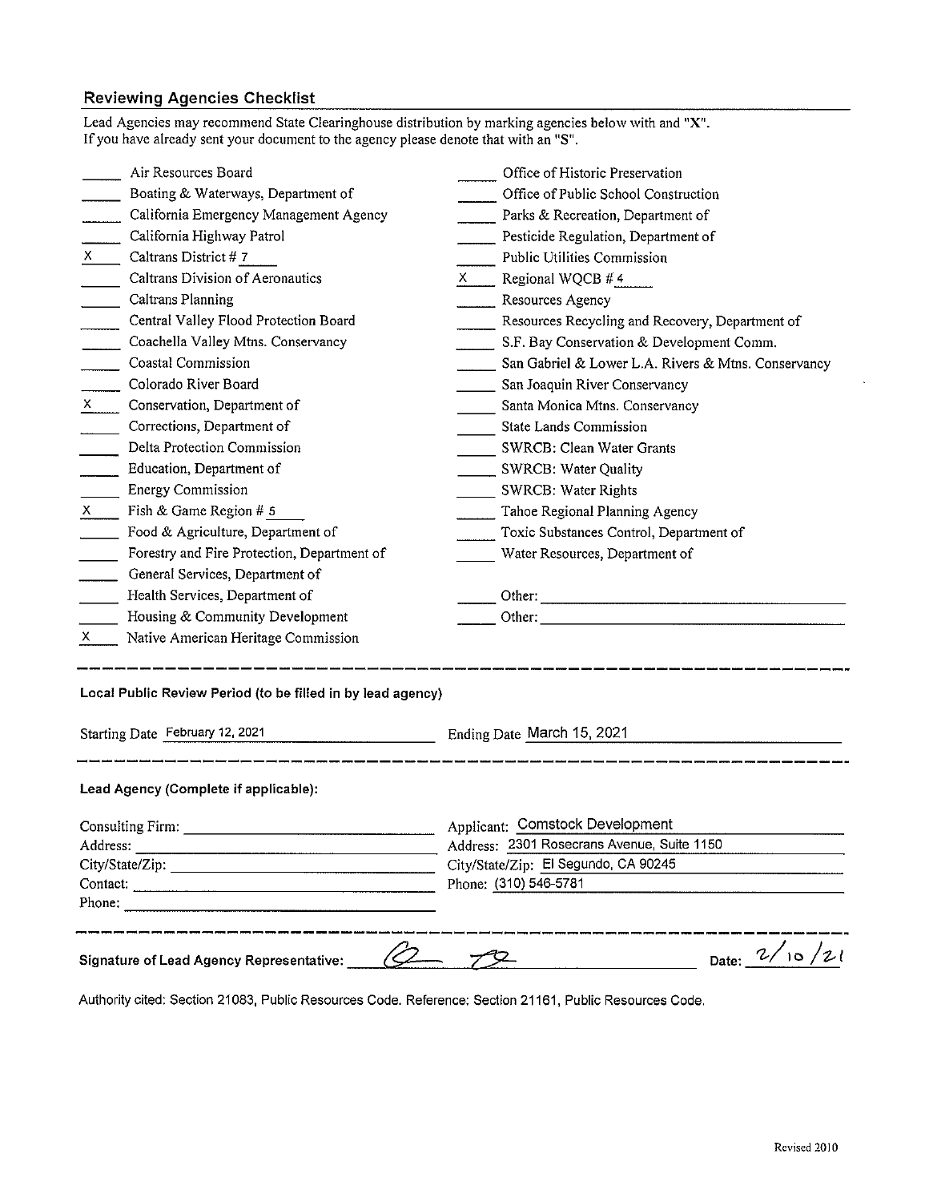## Reviewing Agencies Checklist

Lead Agencies may recommend State Clearinghouse distribution by marking agencies below with and "X".
If you have already sent your document to the agency please denote that with an "S".

- _____ Air Resources Board
- _____ Boating & Waterways, Department of
- _____ California Emergency Management Agency
- _____ California Highway Patrol
- X Caltrans District # 7
- _____ Caltrans Division of Aeronautics
- _____ Caltrans Planning
- _____ Central Valley Flood Protection Board
- _____ Coachella Valley Mtns. Conservancy
- _____ Coastal Commission
- _____ Colorado River Board
- X Conservation, Department of
- _____ Corrections, Department of
- _____ Delta Protection Commission
- _____ Education, Department of
- _____ Energy Commission
- X Fish & Game Region # 5
- _____ Food & Agriculture, Department of
- _____ Forestry and Fire Protection, Department of
- _____ General Services, Department of
- _____ Health Services, Department of
- _____ Housing & Community Development
- X Native American Heritage Commission
- _____ Office of Historic Preservation
- _____ Office of Public School Construction
- _____ Parks & Recreation, Department of
- _____ Pesticide Regulation, Department of
- _____ Public Utilities Commission
- X Regional WQCB # 4
- _____ Resources Agency
- _____ Resources Recycling and Recovery, Department of
- _____ S.F. Bay Conservation & Development Comm.
- _____ San Gabriel & Lower L.A. Rivers & Mtns. Conservancy
- _____ San Joaquin River Conservancy
- _____ Santa Monica Mtns. Conservancy
- _____ State Lands Commission
- _____ SWRCB: Clean Water Grants
- _____ SWRCB: Water Quality
- _____ SWRCB: Water Rights
- _____ Tahoe Regional Planning Agency
- _____ Toxic Substances Control, Department of
- _____ Water Resources, Department of
- _____ Other: _____
- _____ Other: _____

---

**Local Public Review Period (to be filled in by lead agency)**

Starting Date February 12, 2021 &nbsp;&nbsp;&nbsp; Ending Date March 15, 2021

---

**Lead Agency (Complete if applicable):**

Consulting Firm: _____
Address: _____
City/State/Zip: _____
Contact: _____
Phone: _____

Applicant: Comstock Development
Address: 2301 Rosecrans Avenue, Suite 1150
City/State/Zip: El Segundo, CA 90245
Phone: (310) 546-5781

---

**Signature of Lead Agency Representative:** [signature] &nbsp;&nbsp;&nbsp; Date: 2/10/21

Authority cited: Section 21083, Public Resources Code. Reference: Section 21161, Public Resources Code.

Revised 2010